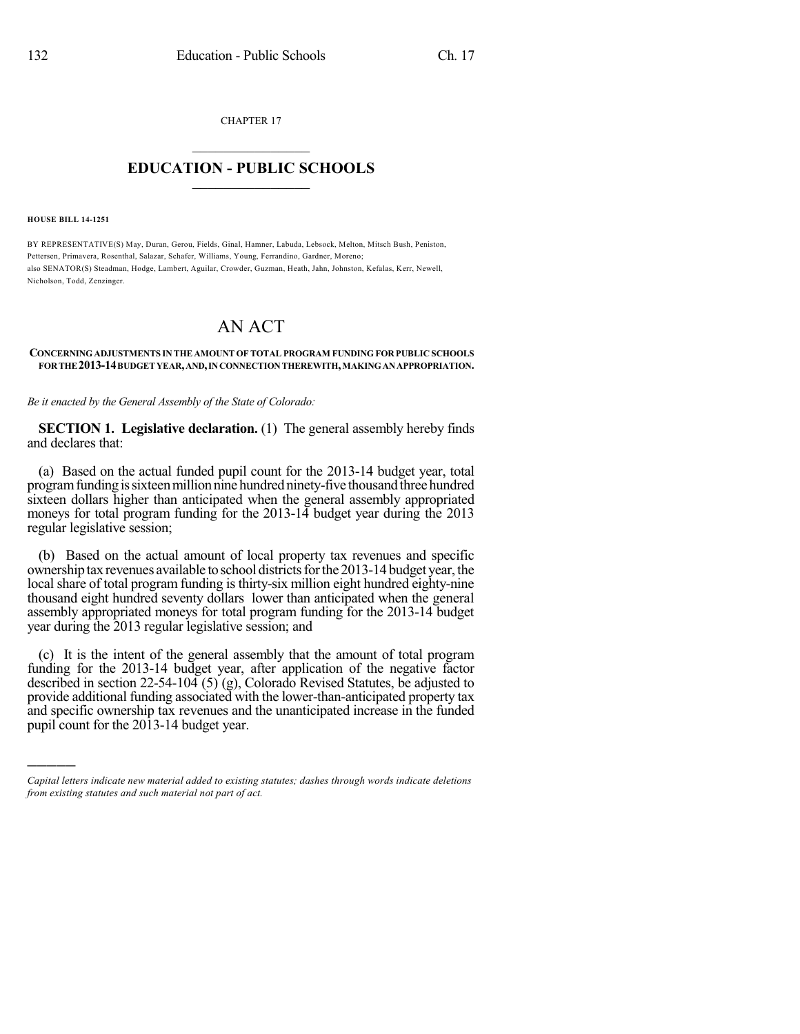CHAPTER 17

# EDUCATION - PUBLIC SCHOOLS

**HOUSE BILL 14-1251**

BY REPRESENTATIVE(S) May, Duran, Gerou, Fields, Ginal, Hamner, Labuda, Lebsock, Melton, Mitsch Bush, Peniston, Pettersen, Primavera, Rosenthal, Salazar, Schafer, Williams, Young, Ferrandino, Gardner, Moreno;
also SENATOR(S) Steadman, Hodge, Lambert, Aguilar, Crowder, Guzman, Heath, Jahn, Johnston, Kefalas, Kerr, Newell, Nicholson, Todd, Zenzinger.

# AN ACT

**CONCERNING ADJUSTMENTS IN THE AMOUNT OF TOTAL PROGRAM FUNDING FOR PUBLIC SCHOOLS FOR THE 2013-14 BUDGET YEAR, AND, IN CONNECTION THEREWITH, MAKING AN APPROPRIATION.**

*Be it enacted by the General Assembly of the State of Colorado:*

**SECTION 1. Legislative declaration.** (1) The general assembly hereby finds and declares that:

(a) Based on the actual funded pupil count for the 2013-14 budget year, total program funding is sixteen million nine hundred ninety-five thousand three hundred sixteen dollars higher than anticipated when the general assembly appropriated moneys for total program funding for the 2013-14 budget year during the 2013 regular legislative session;

(b) Based on the actual amount of local property tax revenues and specific ownership tax revenues available to school districts for the 2013-14 budget year, the local share of total program funding is thirty-six million eight hundred eighty-nine thousand eight hundred seventy dollars lower than anticipated when the general assembly appropriated moneys for total program funding for the 2013-14 budget year during the 2013 regular legislative session; and

(c) It is the intent of the general assembly that the amount of total program funding for the 2013-14 budget year, after application of the negative factor described in section 22-54-104 (5) (g), Colorado Revised Statutes, be adjusted to provide additional funding associated with the lower-than-anticipated property tax and specific ownership tax revenues and the unanticipated increase in the funded pupil count for the 2013-14 budget year.

---

*Capital letters indicate new material added to existing statutes; dashes through words indicate deletions from existing statutes and such material not part of act.*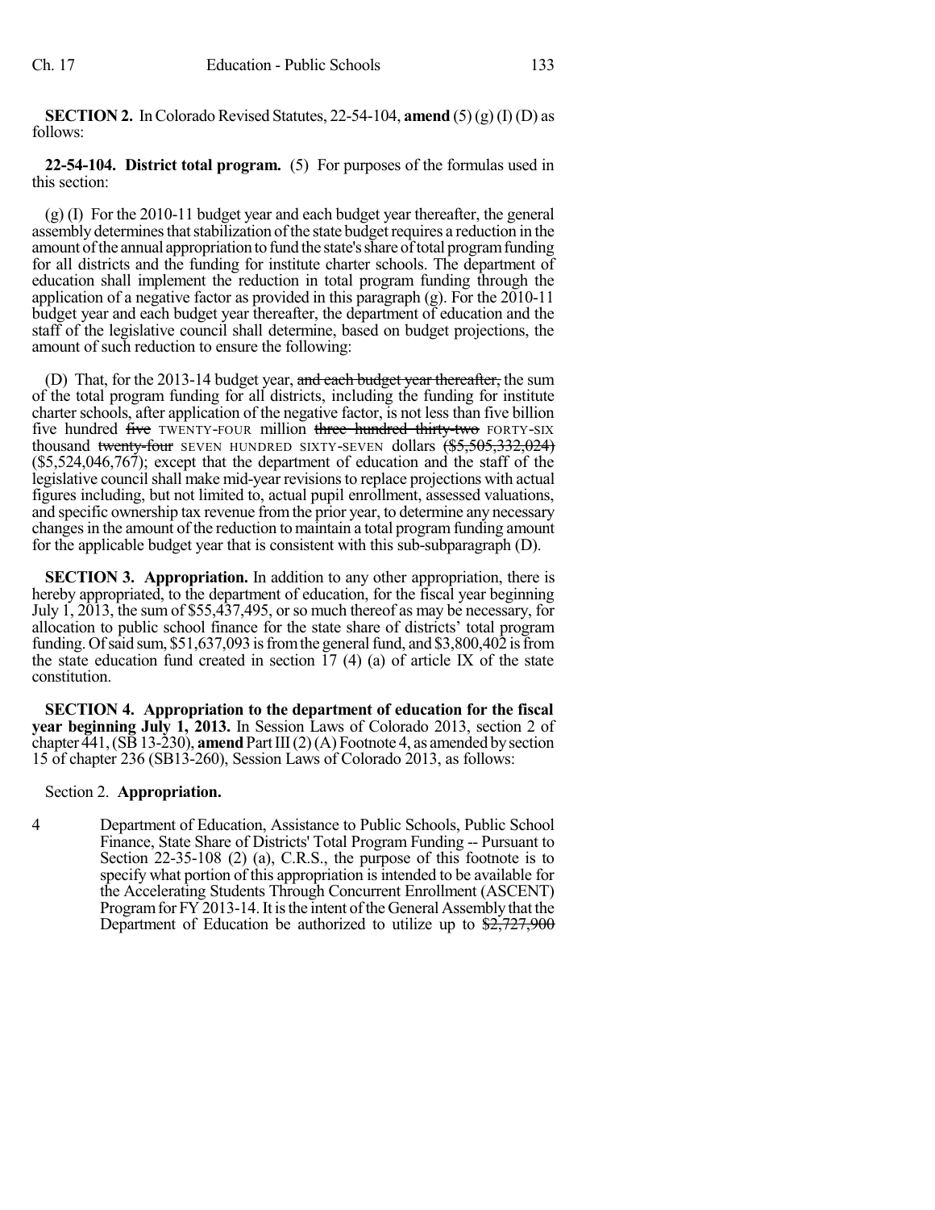**SECTION 2.** In Colorado Revised Statutes, 22-54-104, **amend** (5) (g) (I) (D) as follows:

**22-54-104. District total program.** (5) For purposes of the formulas used in this section:

(g) (I) For the 2010-11 budget year and each budget year thereafter, the general assembly determines that stabilization of the state budget requires a reduction in the amount of the annual appropriation to fund the state's share of total program funding for all districts and the funding for institute charter schools. The department of education shall implement the reduction in total program funding through the application of a negative factor as provided in this paragraph (g). For the 2010-11 budget year and each budget year thereafter, the department of education and the staff of the legislative council shall determine, based on budget projections, the amount of such reduction to ensure the following:

(D) That, for the 2013-14 budget year, ~~and each budget year thereafter,~~ the sum of the total program funding for all districts, including the funding for institute charter schools, after application of the negative factor, is not less than five billion five hundred ~~five~~ TWENTY-FOUR million ~~three hundred thirty-two~~ FORTY-SIX thousand ~~twenty-four~~ SEVEN HUNDRED SIXTY-SEVEN dollars ~~($5,505,332,024)~~ ($5,524,046,767); except that the department of education and the staff of the legislative council shall make mid-year revisions to replace projections with actual figures including, but not limited to, actual pupil enrollment, assessed valuations, and specific ownership tax revenue from the prior year, to determine any necessary changes in the amount of the reduction to maintain a total program funding amount for the applicable budget year that is consistent with this sub-subparagraph (D).

**SECTION 3. Appropriation.** In addition to any other appropriation, there is hereby appropriated, to the department of education, for the fiscal year beginning July 1, 2013, the sum of $55,437,495, or so much thereof as may be necessary, for allocation to public school finance for the state share of districts' total program funding. Of said sum, $51,637,093 is from the general fund, and $3,800,402 is from the state education fund created in section 17 (4) (a) of article IX of the state constitution.

**SECTION 4. Appropriation to the department of education for the fiscal year beginning July 1, 2013.** In Session Laws of Colorado 2013, section 2 of chapter 441, (SB 13-230), **amend** Part III (2) (A) Footnote 4, as amended by section 15 of chapter 236 (SB13-260), Session Laws of Colorado 2013, as follows:

Section 2. **Appropriation.**

4 Department of Education, Assistance to Public Schools, Public School Finance, State Share of Districts' Total Program Funding -- Pursuant to Section 22-35-108 (2) (a), C.R.S., the purpose of this footnote is to specify what portion of this appropriation is intended to be available for the Accelerating Students Through Concurrent Enrollment (ASCENT) Program for FY 2013-14. It is the intent of the General Assembly that the Department of Education be authorized to utilize up to ~~$2,727,900~~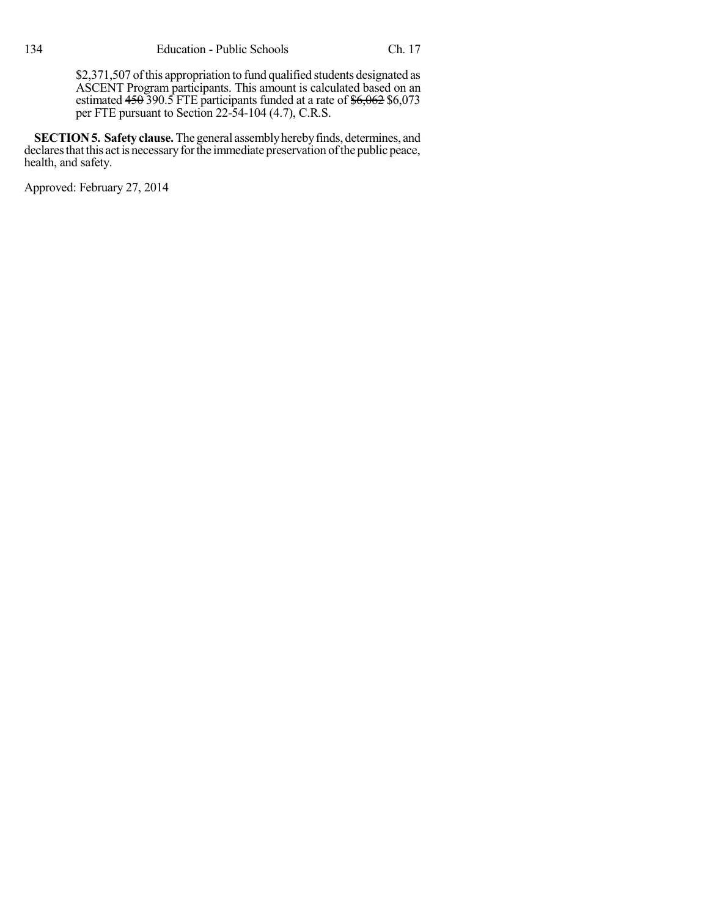$2,371,507 of this appropriation to fund qualified students designated as ASCENT Program participants. This amount is calculated based on an estimated ~~450~~ 390.5 FTE participants funded at a rate of ~~$6,062~~ $6,073 per FTE pursuant to Section 22-54-104 (4.7), C.R.S.

**SECTION 5. Safety clause.** The general assembly hereby finds, determines, and declares that this act is necessary for the immediate preservation of the public peace, health, and safety.

Approved: February 27, 2014